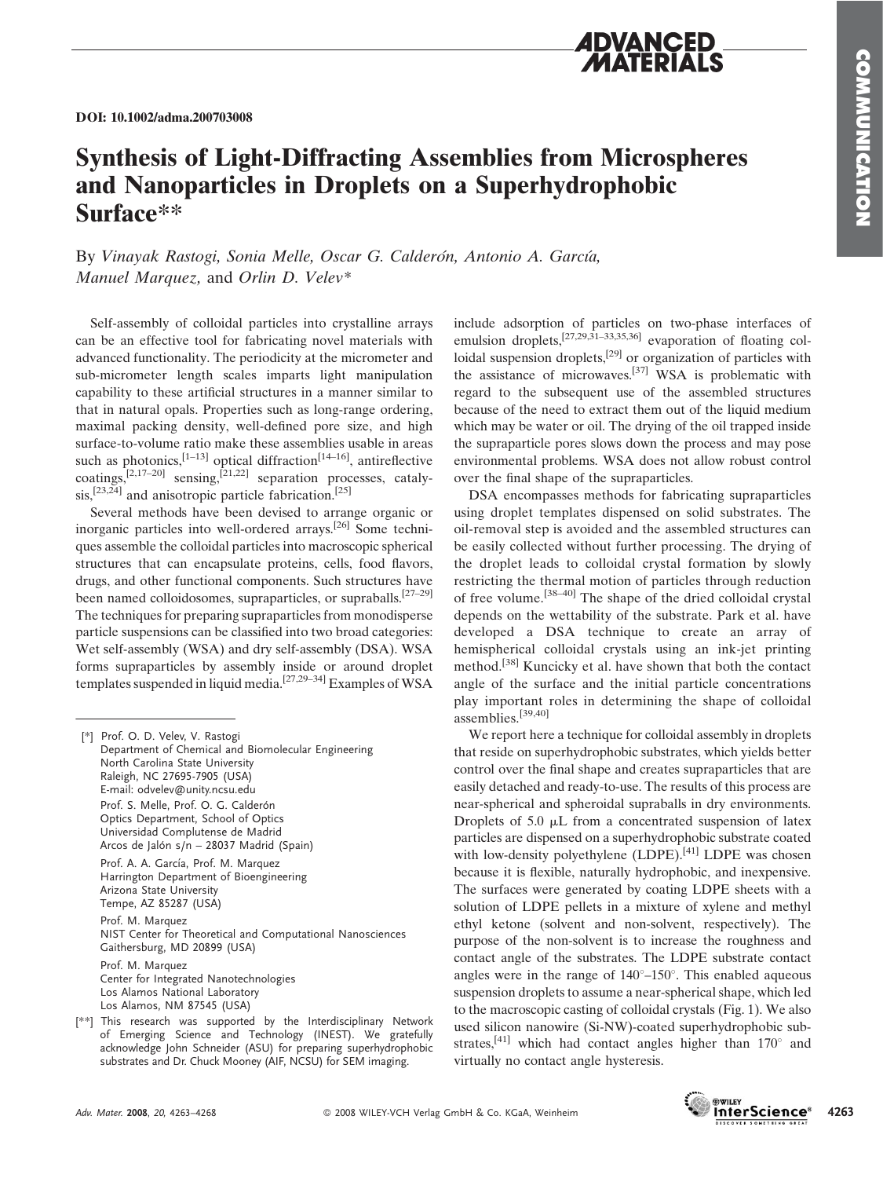DOI: 10.1002/adma.200703008

# Synthesis of Light-Diffracting Assemblies from Microspheres and Nanoparticles in Droplets on a Superhydrophobic Surface**

By *Vinayak Rastogi, Sonia Melle, Oscar G. Calderón, Antonio A. García, Manuel Marquez,* and *Orlin D. Velev**

Self-assembly of colloidal particles into crystalline arrays can be an effective tool for fabricating novel materials with advanced functionality. The periodicity at the micrometer and sub-micrometer length scales imparts light manipulation capability to these artificial structures in a manner similar to that in natural opals. Properties such as long-range ordering, maximal packing density, well-defined pore size, and high surface-to-volume ratio make these assemblies usable in areas such as photonics,[1–13] optical diffraction[14–16], antireflective coatings,[2,17–20] sensing,[21,22] separation processes, catalysis,[23,24] and anisotropic particle fabrication.[25]

Several methods have been devised to arrange organic or inorganic particles into well-ordered arrays.[26] Some techniques assemble the colloidal particles into macroscopic spherical structures that can encapsulate proteins, cells, food flavors, drugs, and other functional components. Such structures have been named colloidosomes, supraparticles, or supraballs.[27–29] The techniques for preparing supraparticles from monodisperse particle suspensions can be classified into two broad categories: Wet self-assembly (WSA) and dry self-assembly (DSA). WSA forms supraparticles by assembly inside or around droplet templates suspended in liquid media.[27,29–34] Examples of WSA include adsorption of particles on two-phase interfaces of emulsion droplets,[27,29,31–33,35,36] evaporation of floating colloidal suspension droplets,[29] or organization of particles with the assistance of microwaves.[37] WSA is problematic with regard to the subsequent use of the assembled structures because of the need to extract them out of the liquid medium which may be water or oil. The drying of the oil trapped inside the supraparticle pores slows down the process and may pose environmental problems. WSA does not allow robust control over the final shape of the supraparticles.

DSA encompasses methods for fabricating supraparticles using droplet templates dispensed on solid substrates. The oil-removal step is avoided and the assembled structures can be easily collected without further processing. The drying of the droplet leads to colloidal crystal formation by slowly restricting the thermal motion of particles through reduction of free volume.[38–40] The shape of the dried colloidal crystal depends on the wettability of the substrate. Park et al. have developed a DSA technique to create an array of hemispherical colloidal crystals using an ink-jet printing method.[38] Kuncicky et al. have shown that both the contact angle of the surface and the initial particle concentrations play important roles in determining the shape of colloidal assemblies.[39,40]

We report here a technique for colloidal assembly in droplets that reside on superhydrophobic substrates, which yields better control over the final shape and creates supraparticles that are easily detached and ready-to-use. The results of this process are near-spherical and spheroidal supraballs in dry environments. Droplets of 5.0 μL from a concentrated suspension of latex particles are dispensed on a superhydrophobic substrate coated with low-density polyethylene (LDPE).[41] LDPE was chosen because it is flexible, naturally hydrophobic, and inexpensive. The surfaces were generated by coating LDPE sheets with a solution of LDPE pellets in a mixture of xylene and methyl ethyl ketone (solvent and non-solvent, respectively). The purpose of the non-solvent is to increase the roughness and contact angle of the substrates. The LDPE substrate contact angles were in the range of 140°–150°. This enabled aqueous suspension droplets to assume a near-spherical shape, which led to the macroscopic casting of colloidal crystals (Fig. 1). We also used silicon nanowire (Si-NW)-coated superhydrophobic substrates,[41] which had contact angles higher than 170° and virtually no contact angle hysteresis.

---

[*] Prof. O. D. Velev, V. Rastogi
Department of Chemical and Biomolecular Engineering
North Carolina State University
Raleigh, NC 27695-7905 (USA)
E-mail: odvelev@unity.ncsu.edu

Prof. S. Melle, Prof. O. G. Calderón
Optics Department, School of Optics
Universidad Complutense de Madrid
Arcos de Jalón s/n – 28037 Madrid (Spain)

Prof. A. A. García, Prof. M. Marquez
Harrington Department of Bioengineering
Arizona State University
Tempe, AZ 85287 (USA)

Prof. M. Marquez
NIST Center for Theoretical and Computational Nanosciences
Gaithersburg, MD 20899 (USA)

Prof. M. Marquez
Center for Integrated Nanotechnologies
Los Alamos National Laboratory
Los Alamos, NM 87545 (USA)

[**] This research was supported by the Interdisciplinary Network of Emerging Science and Technology (INEST). We gratefully acknowledge John Schneider (ASU) for preparing superhydrophobic substrates and Dr. Chuck Mooney (AIF, NCSU) for SEM imaging.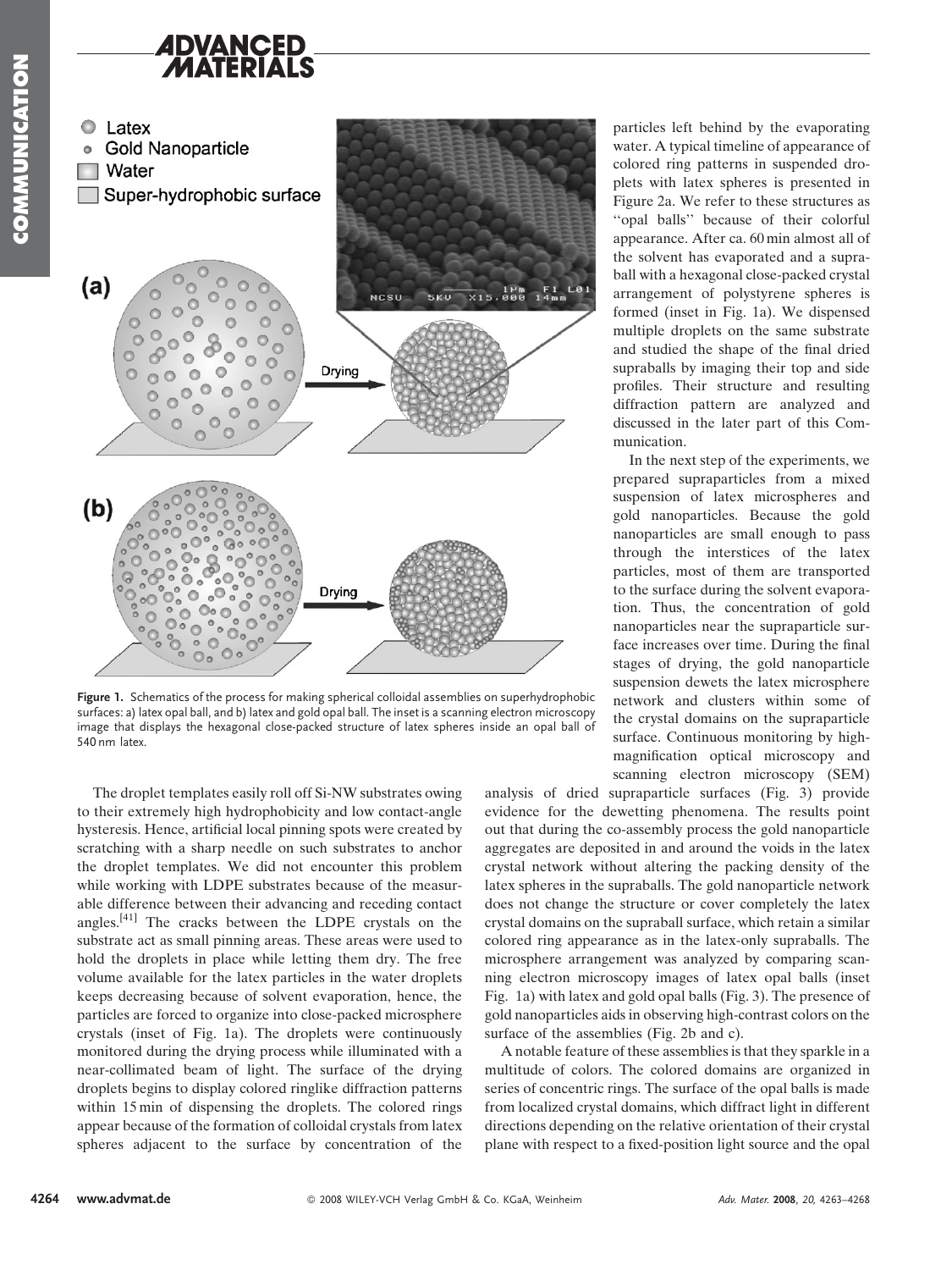Figure 1. Schematics of the process for making spherical colloidal assemblies on superhydrophobic surfaces: a) latex opal ball, and b) latex and gold opal ball. The inset is a scanning electron microscopy image that displays the hexagonal close-packed structure of latex spheres inside an opal ball of 540 nm latex.

The droplet templates easily roll off Si-NW substrates owing to their extremely high hydrophobicity and low contact-angle hysteresis. Hence, artificial local pinning spots were created by scratching with a sharp needle on such substrates to anchor the droplet templates. We did not encounter this problem while working with LDPE substrates because of the measurable difference between their advancing and receding contact angles.[41] The cracks between the LDPE crystals on the substrate act as small pinning areas. These areas were used to hold the droplets in place while letting them dry. The free volume available for the latex particles in the water droplets keeps decreasing because of solvent evaporation, hence, the particles are forced to organize into close-packed microsphere crystals (inset of Fig. 1a). The droplets were continuously monitored during the drying process while illuminated with a near-collimated beam of light. The surface of the drying droplets begins to display colored ringlike diffraction patterns within 15 min of dispensing the droplets. The colored rings appear because of the formation of colloidal crystals from latex spheres adjacent to the surface by concentration of the particles left behind by the evaporating water. A typical timeline of appearance of colored ring patterns in suspended droplets with latex spheres is presented in Figure 2a. We refer to these structures as "opal balls" because of their colorful appearance. After ca. 60 min almost all of the solvent has evaporated and a supraball with a hexagonal close-packed crystal arrangement of polystyrene spheres is formed (inset in Fig. 1a). We dispensed multiple droplets on the same substrate and studied the shape of the final dried supraballs by imaging their top and side profiles. Their structure and resulting diffraction pattern are analyzed and discussed in the later part of this Communication.

In the next step of the experiments, we prepared supraparticles from a mixed suspension of latex microspheres and gold nanoparticles. Because the gold nanoparticles are small enough to pass through the interstices of the latex particles, most of them are transported to the surface during the solvent evaporation. Thus, the concentration of gold nanoparticles near the supraparticle surface increases over time. During the final stages of drying, the gold nanoparticle suspension dewets the latex microsphere network and clusters within some of the crystal domains on the supraparticle surface. Continuous monitoring by high-magnification optical microscopy and scanning electron microscopy (SEM) analysis of dried supraparticle surfaces (Fig. 3) provide evidence for the dewetting phenomena. The results point out that during the co-assembly process the gold nanoparticle aggregates are deposited in and around the voids in the latex crystal network without altering the packing density of the latex spheres in the supraballs. The gold nanoparticle network does not change the structure or cover completely the latex crystal domains on the supraball surface, which retain a similar colored ring appearance as in the latex-only supraballs. The microsphere arrangement was analyzed by comparing scanning electron microscopy images of latex opal balls (inset Fig. 1a) with latex and gold opal balls (Fig. 3). The presence of gold nanoparticles aids in observing high-contrast colors on the surface of the assemblies (Fig. 2b and c).

A notable feature of these assemblies is that they sparkle in a multitude of colors. The colored domains are organized in series of concentric rings. The surface of the opal balls is made from localized crystal domains, which diffract light in different directions depending on the relative orientation of their crystal plane with respect to a fixed-position light source and the opal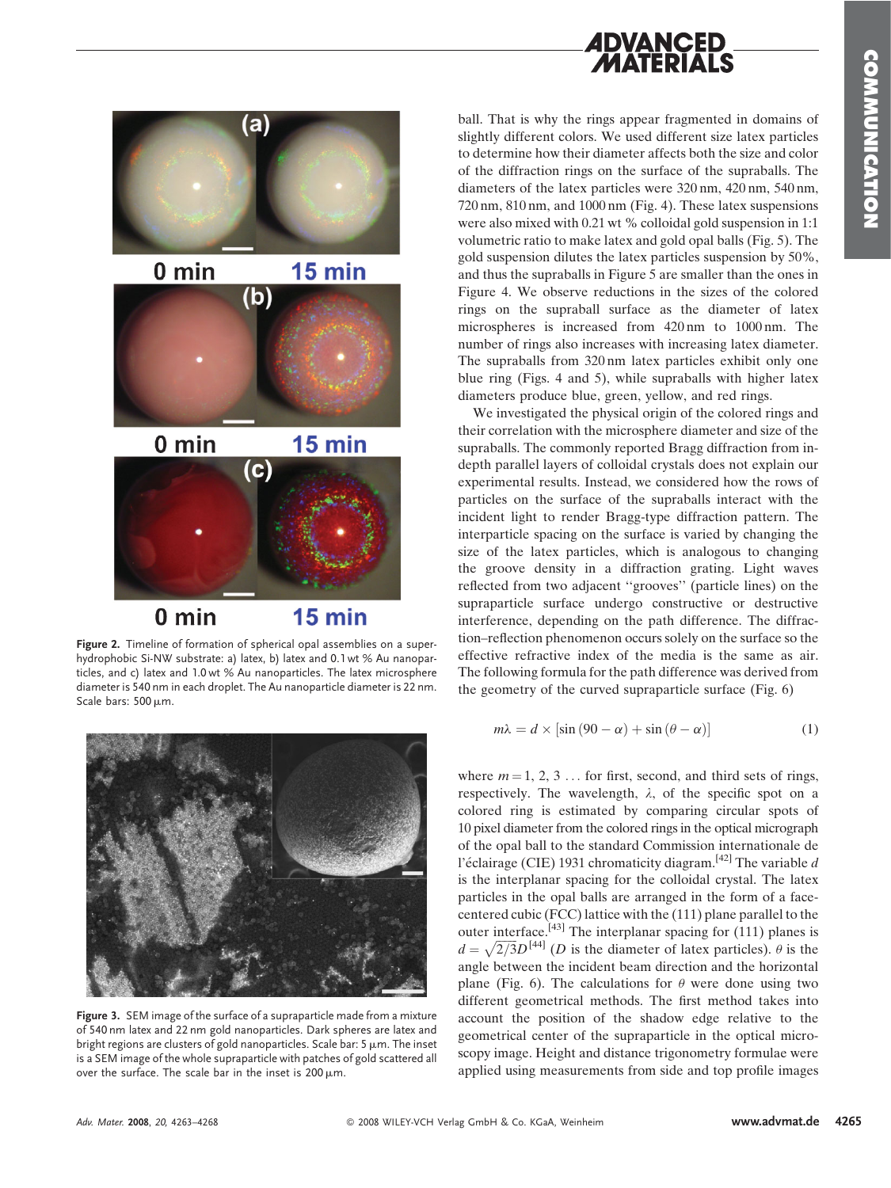Figure 2. Timeline of formation of spherical opal assemblies on a superhydrophobic Si-NW substrate: a) latex, b) latex and 0.1 wt % Au nanoparticles, and c) latex and 1.0 wt % Au nanoparticles. The latex microsphere diameter is 540 nm in each droplet. The Au nanoparticle diameter is 22 nm. Scale bars: 500 μm.

Figure 3. SEM image of the surface of a supraparticle made from a mixture of 540 nm latex and 22 nm gold nanoparticles. Dark spheres are latex and bright regions are clusters of gold nanoparticles. Scale bar: 5 μm. The inset is a SEM image of the whole supraparticle with patches of gold scattered all over the surface. The scale bar in the inset is 200 μm.

ball. That is why the rings appear fragmented in domains of slightly different colors. We used different size latex particles to determine how their diameter affects both the size and color of the diffraction rings on the surface of the supraballs. The diameters of the latex particles were 320 nm, 420 nm, 540 nm, 720 nm, 810 nm, and 1000 nm (Fig. 4). These latex suspensions were also mixed with 0.21 wt % colloidal gold suspension in 1:1 volumetric ratio to make latex and gold opal balls (Fig. 5). The gold suspension dilutes the latex particles suspension by 50%, and thus the supraballs in Figure 5 are smaller than the ones in Figure 4. We observe reductions in the sizes of the colored rings on the supraball surface as the diameter of latex microspheres is increased from 420 nm to 1000 nm. The number of rings also increases with increasing latex diameter. The supraballs from 320 nm latex particles exhibit only one blue ring (Figs. 4 and 5), while supraballs with higher latex diameters produce blue, green, yellow, and red rings.

We investigated the physical origin of the colored rings and their correlation with the microsphere diameter and size of the supraballs. The commonly reported Bragg diffraction from in-depth parallel layers of colloidal crystals does not explain our experimental results. Instead, we considered how the rows of particles on the surface of the supraballs interact with the incident light to render Bragg-type diffraction pattern. The interparticle spacing on the surface is varied by changing the size of the latex particles, which is analogous to changing the groove density in a diffraction grating. Light waves reflected from two adjacent "grooves" (particle lines) on the supraparticle surface undergo constructive or destructive interference, depending on the path difference. The diffraction–reflection phenomenon occurs solely on the surface so the effective refractive index of the media is the same as air. The following formula for the path difference was derived from the geometry of the curved supraparticle surface (Fig. 6)

$$m\lambda = d \times [\sin(90 - \alpha) + \sin(\theta - \alpha)] \tag{1}$$

where $m = 1, 2, 3 \ldots$ for first, second, and third sets of rings, respectively. The wavelength, $\lambda$, of the specific spot on a colored ring is estimated by comparing circular spots of 10 pixel diameter from the colored rings in the optical micrograph of the opal ball to the standard Commission internationale de l'éclairage (CIE) 1931 chromaticity diagram.[42] The variable $d$ is the interplanar spacing for the colloidal crystal. The latex particles in the opal balls are arranged in the form of a face-centered cubic (FCC) lattice with the (111) plane parallel to the outer interface.[43] The interplanar spacing for (111) planes is $d = \sqrt{2/3}D$[44] ($D$ is the diameter of latex particles). $\theta$ is the angle between the incident beam direction and the horizontal plane (Fig. 6). The calculations for $\theta$ were done using two different geometrical methods. The first method takes into account the position of the shadow edge relative to the geometrical center of the supraparticle in the optical microscopy image. Height and distance trigonometry formulae were applied using measurements from side and top profile images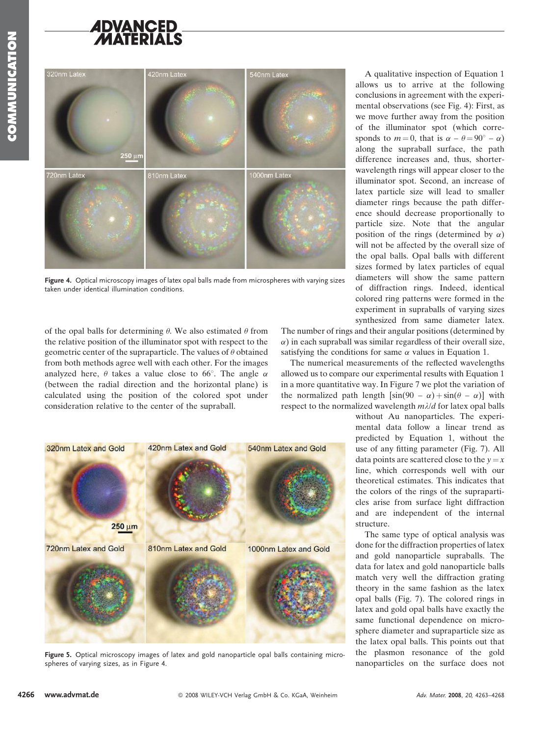Figure 4. Optical microscopy images of latex opal balls made from microspheres with varying sizes taken under identical illumination conditions.

of the opal balls for determining $\theta$. We also estimated $\theta$ from the relative position of the illuminator spot with respect to the geometric center of the supraparticle. The values of $\theta$ obtained from both methods agree well with each other. For the images analyzed here, $\theta$ takes a value close to 66°. The angle $\alpha$ (between the radial direction and the horizontal plane) is calculated using the position of the colored spot under consideration relative to the center of the supraball.

Figure 5. Optical microscopy images of latex and gold nanoparticle opal balls containing microspheres of varying sizes, as in Figure 4.

A qualitative inspection of Equation 1 allows us to arrive at the following conclusions in agreement with the experimental observations (see Fig. 4): First, as we move further away from the position of the illuminator spot (which corresponds to $m = 0$, that is $\alpha - \theta = 90° - \alpha$) along the supraball surface, the path difference increases and, thus, shorter-wavelength rings will appear closer to the illuminator spot. Second, an increase of latex particle size will lead to smaller diameter rings because the path difference should decrease proportionally to particle size. Note that the angular position of the rings (determined by $\alpha$) will not be affected by the overall size of the opal balls. Opal balls with different sizes formed by latex particles of equal diameters will show the same pattern of diffraction rings. Indeed, identical colored ring patterns were formed in the experiment in supraballs of varying sizes synthesized from same diameter latex. The number of rings and their angular positions (determined by $\alpha$) in each supraball was similar regardless of their overall size, satisfying the conditions for same $\alpha$ values in Equation 1.

The numerical measurements of the reflected wavelengths allowed us to compare our experimental results with Equation 1 in a more quantitative way. In Figure 7 we plot the variation of the normalized path length $[\sin(90 - \alpha) + \sin(\theta - \alpha)]$ with respect to the normalized wavelength $m\lambda/d$ for latex opal balls without Au nanoparticles. The experimental data follow a linear trend as predicted by Equation 1, without the use of any fitting parameter (Fig. 7). All data points are scattered close to the $y = x$ line, which corresponds well with our theoretical estimates. This indicates that the colors of the rings of the supraparticles arise from surface light diffraction and are independent of the internal structure.

The same type of optical analysis was done for the diffraction properties of latex and gold nanoparticle supraballs. The data for latex and gold nanoparticle balls match very well the diffraction grating theory in the same fashion as the latex opal balls (Fig. 7). The colored rings in latex and gold opal balls have exactly the same functional dependence on microsphere diameter and supraparticle size as the latex opal balls. This points out that the plasmon resonance of the gold nanoparticles on the surface does not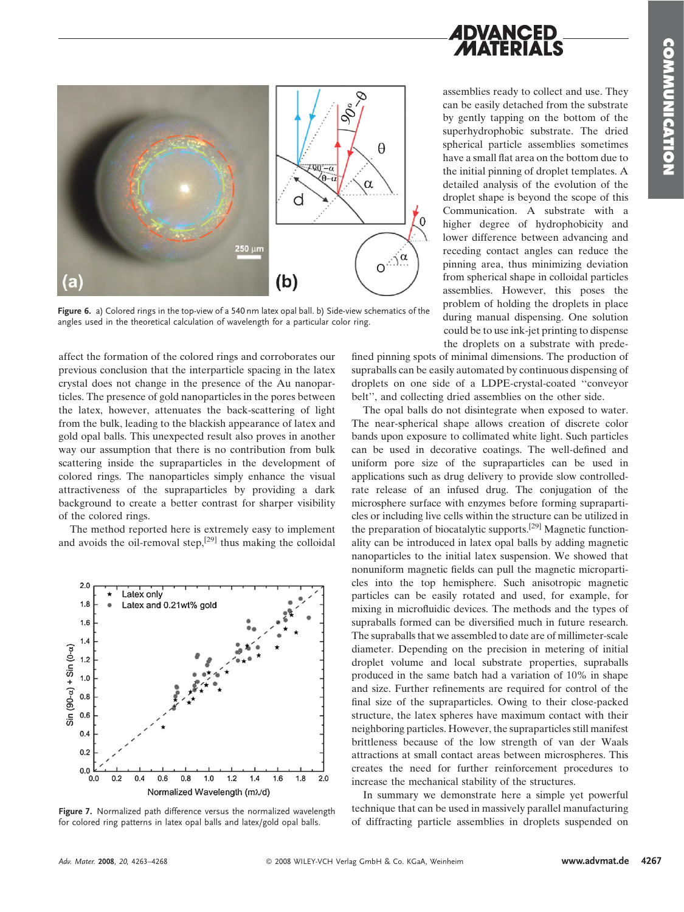Figure 6. a) Colored rings in the top-view of a 540 nm latex opal ball. b) Side-view schematics of the angles used in the theoretical calculation of wavelength for a particular color ring.

assemblies ready to collect and use. They can be easily detached from the substrate by gently tapping on the bottom of the superhydrophobic substrate. The dried spherical particle assemblies sometimes have a small flat area on the bottom due to the initial pinning of droplet templates. A detailed analysis of the evolution of the droplet shape is beyond the scope of this Communication. A substrate with a higher degree of hydrophobicity and lower difference between advancing and receding contact angles can reduce the pinning area, thus minimizing deviation from spherical shape in colloidal particles assemblies. However, this poses the problem of holding the droplets in place during manual dispensing. One solution could be to use ink-jet printing to dispense the droplets on a substrate with predefined pinning spots of minimal dimensions. The production of supraballs can be easily automated by continuous dispensing of droplets on one side of a LDPE-crystal-coated "conveyor belt", and collecting dried assemblies on the other side.

affect the formation of the colored rings and corroborates our previous conclusion that the interparticle spacing in the latex crystal does not change in the presence of the Au nanoparticles. The presence of gold nanoparticles in the pores between the latex, however, attenuates the back-scattering of light from the bulk, leading to the blackish appearance of latex and gold opal balls. This unexpected result also proves in another way our assumption that there is no contribution from bulk scattering inside the supraparticles in the development of colored rings. The nanoparticles simply enhance the visual attractiveness of the supraparticles by providing a dark background to create a better contrast for sharper visibility of the colored rings.

The method reported here is extremely easy to implement and avoids the oil-removal step,[29] thus making the colloidal

Figure 7. Normalized path difference versus the normalized wavelength for colored ring patterns in latex opal balls and latex/gold opal balls.

The opal balls do not disintegrate when exposed to water. The near-spherical shape allows creation of discrete color bands upon exposure to collimated white light. Such particles can be used in decorative coatings. The well-defined and uniform pore size of the supraparticles can be used in applications such as drug delivery to provide slow controlled-rate release of an infused drug. The conjugation of the microsphere surface with enzymes before forming supraparticles or including live cells within the structure can be utilized in the preparation of biocatalytic supports.[29] Magnetic functionality can be introduced in latex opal balls by adding magnetic nanoparticles to the initial latex suspension. We showed that nonuniform magnetic fields can pull the magnetic microparticles into the top hemisphere. Such anisotropic magnetic particles can be easily rotated and used, for example, for mixing in microfluidic devices. The methods and the types of supraballs formed can be diversified much in future research. The supraballs that we assembled to date are of millimeter-scale diameter. Depending on the precision in metering of initial droplet volume and local substrate properties, supraballs produced in the same batch had a variation of 10% in shape and size. Further refinements are required for control of the final size of the supraparticles. Owing to their close-packed structure, the latex spheres have maximum contact with their neighboring particles. However, the supraparticles still manifest brittleness because of the low strength of van der Waals attractions at small contact areas between microspheres. This creates the need for further reinforcement procedures to increase the mechanical stability of the structures.

In summary we demonstrate here a simple yet powerful technique that can be used in massively parallel manufacturing of diffracting particle assemblies in droplets suspended on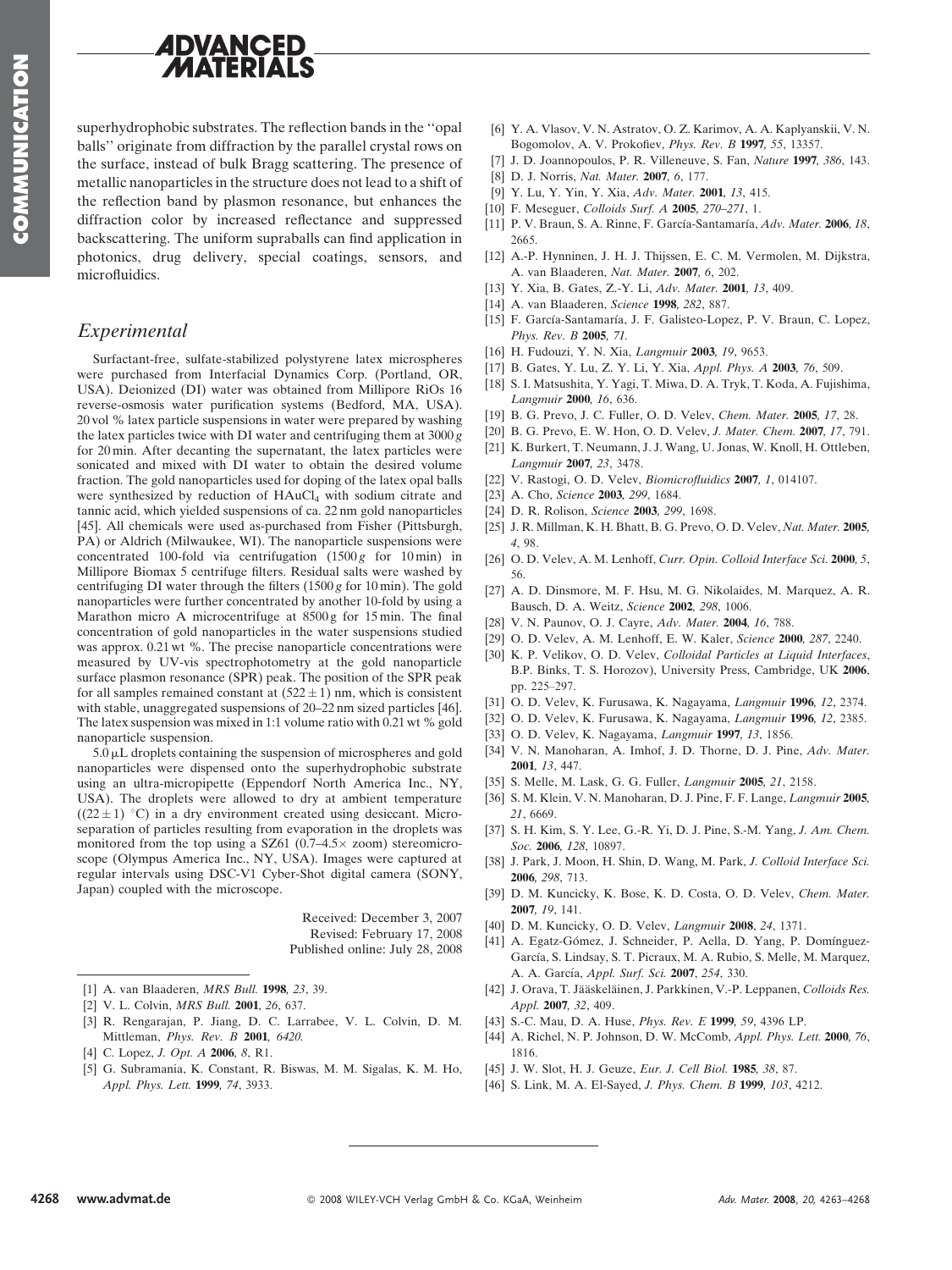superhydrophobic substrates. The reflection bands in the ''opal balls'' originate from diffraction by the parallel crystal rows on the surface, instead of bulk Bragg scattering. The presence of metallic nanoparticles in the structure does not lead to a shift of the reflection band by plasmon resonance, but enhances the diffraction color by increased reflectance and suppressed backscattering. The uniform supraballs can find application in photonics, drug delivery, special coatings, sensors, and microfluidics.

## Experimental

Surfactant-free, sulfate-stabilized polystyrene latex microspheres were purchased from Interfacial Dynamics Corp. (Portland, OR, USA). Deionized (DI) water was obtained from Millipore RiOs 16 reverse-osmosis water purification systems (Bedford, MA, USA). 20 vol % latex particle suspensions in water were prepared by washing the latex particles twice with DI water and centrifuging them at 3000 *g* for 20 min. After decanting the supernatant, the latex particles were sonicated and mixed with DI water to obtain the desired volume fraction. The gold nanoparticles used for doping of the latex opal balls were synthesized by reduction of $HAuCl_4$ with sodium citrate and tannic acid, which yielded suspensions of ca. 22 nm gold nanoparticles [45]. All chemicals were used as-purchased from Fisher (Pittsburgh, PA) or Aldrich (Milwaukee, WI). The nanoparticle suspensions were concentrated 100-fold via centrifugation (1500 *g* for 10 min) in Millipore Biomax 5 centrifuge filters. Residual salts were washed by centrifuging DI water through the filters (1500 *g* for 10 min). The gold nanoparticles were further concentrated by another 10-fold by using a Marathon micro A microcentrifuge at 8500 g for 15 min. The final concentration of gold nanoparticles in the water suspensions studied was approx. 0.21 wt %. The precise nanoparticle concentrations were measured by UV-vis spectrophotometry at the gold nanoparticle surface plasmon resonance (SPR) peak. The position of the SPR peak for all samples remained constant at $(522 \pm 1)$ nm, which is consistent with stable, unaggregated suspensions of 20–22 nm sized particles [46]. The latex suspension was mixed in 1:1 volume ratio with 0.21 wt % gold nanoparticle suspension.

5.0 μL droplets containing the suspension of microspheres and gold nanoparticles were dispensed onto the superhydrophobic substrate using an ultra-micropipette (Eppendorf North America Inc., NY, USA). The droplets were allowed to dry at ambient temperature ($(22 \pm 1)$ °C) in a dry environment created using desiccant. Microseparation of particles resulting from evaporation in the droplets was monitored from the top using a SZ61 (0.7–4.5× zoom) stereomicroscope (Olympus America Inc., NY, USA). Images were captured at regular intervals using DSC-V1 Cyber-Shot digital camera (SONY, Japan) coupled with the microscope.

Received: December 3, 2007
Revised: February 17, 2008
Published online: July 28, 2008

[1] A. van Blaaderen, *MRS Bull.* **1998**, *23*, 39.
[2] V. L. Colvin, *MRS Bull.* **2001**, *26*, 637.
[3] R. Rengarajan, P. Jiang, D. C. Larrabee, V. L. Colvin, D. M. Mittleman, *Phys. Rev. B* **2001**, *6420.*
[4] C. Lopez, *J. Opt. A* **2006**, *8*, R1.
[5] G. Subramania, K. Constant, R. Biswas, M. M. Sigalas, K. M. Ho, *Appl. Phys. Lett.* **1999**, *74*, 3933.
[6] Y. A. Vlasov, V. N. Astratov, O. Z. Karimov, A. A. Kaplyanskii, V. N. Bogomolov, A. V. Prokofiev, *Phys. Rev. B* **1997**, *55*, 13357.
[7] J. D. Joannopoulos, P. R. Villeneuve, S. Fan, *Nature* **1997**, *386*, 143.
[8] D. J. Norris, *Nat. Mater.* **2007**, *6*, 177.
[9] Y. Lu, Y. Yin, Y. Xia, *Adv. Mater.* **2001**, *13*, 415.
[10] F. Meseguer, *Colloids Surf. A* **2005**, *270–271*, 1.
[11] P. V. Braun, S. A. Rinne, F. García-Santamaría, *Adv. Mater.* **2006**, *18*, 2665.
[12] A.-P. Hynninen, J. H. J. Thijssen, E. C. M. Vermolen, M. Dijkstra, A. van Blaaderen, *Nat. Mater.* **2007**, *6*, 202.
[13] Y. Xia, B. Gates, Z.-Y. Li, *Adv. Mater.* **2001**, *13*, 409.
[14] A. van Blaaderen, *Science* **1998**, *282*, 887.
[15] F. García-Santamaría, J. F. Galisteo-Lopez, P. V. Braun, C. Lopez, *Phys. Rev. B* **2005**, *71*.
[16] H. Fudouzi, Y. N. Xia, *Langmuir* **2003**, *19*, 9653.
[17] B. Gates, Y. Lu, Z. Y. Li, Y. Xia, *Appl. Phys. A* **2003**, *76*, 509.
[18] S. I. Matsushita, Y. Yagi, T. Miwa, D. A. Tryk, T. Koda, A. Fujishima, *Langmuir* **2000**, *16*, 636.
[19] B. G. Prevo, J. C. Fuller, O. D. Velev, *Chem. Mater.* **2005**, *17*, 28.
[20] B. G. Prevo, E. W. Hon, O. D. Velev, *J. Mater. Chem.* **2007**, *17*, 791.
[21] K. Burkert, T. Neumann, J. J. Wang, U. Jonas, W. Knoll, H. Ottleben, *Langmuir* **2007**, *23*, 3478.
[22] V. Rastogi, O. D. Velev, *Biomicrofluidics* **2007**, *1*, 014107.
[23] A. Cho, *Science* **2003**, *299*, 1684.
[24] D. R. Rolison, *Science* **2003**, *299*, 1698.
[25] J. R. Millman, K. H. Bhatt, B. G. Prevo, O. D. Velev, *Nat. Mater.* **2005**, *4*, 98.
[26] O. D. Velev, A. M. Lenhoff, *Curr. Opin. Colloid Interface Sci.* **2000**, *5*, 56.
[27] A. D. Dinsmore, M. F. Hsu, M. G. Nikolaides, M. Marquez, A. R. Bausch, D. A. Weitz, *Science* **2002**, *298*, 1006.
[28] V. N. Paunov, O. J. Cayre, *Adv. Mater.* **2004**, *16*, 788.
[29] O. D. Velev, A. M. Lenhoff, E. W. Kaler, *Science* **2000**, *287*, 2240.
[30] K. P. Velikov, O. D. Velev, *Colloidal Particles at Liquid Interfaces*, B.P. Binks, T. S. Horozov), University Press, Cambridge, UK **2006**, pp. 225–297.
[31] O. D. Velev, K. Furusawa, K. Nagayama, *Langmuir* **1996**, *12*, 2374.
[32] O. D. Velev, K. Furusawa, K. Nagayama, *Langmuir* **1996**, *12*, 2385.
[33] O. D. Velev, K. Nagayama, *Langmuir* **1997**, *13*, 1856.
[34] V. N. Manoharan, A. Imhof, J. D. Thorne, D. J. Pine, *Adv. Mater.* **2001**, *13*, 447.
[35] S. Melle, M. Lask, G. G. Fuller, *Langmuir* **2005**, *21*, 2158.
[36] S. M. Klein, V. N. Manoharan, D. J. Pine, F. F. Lange, *Langmuir* **2005**, *21*, 6669.
[37] S. H. Kim, S. Y. Lee, G.-R. Yi, D. J. Pine, S.-M. Yang, *J. Am. Chem. Soc.* **2006**, *128*, 10897.
[38] J. Park, J. Moon, H. Shin, D. Wang, M. Park, *J. Colloid Interface Sci.* **2006**, *298*, 713.
[39] D. M. Kuncicky, K. Bose, K. D. Costa, O. D. Velev, *Chem. Mater.* **2007**, *19*, 141.
[40] D. M. Kuncicky, O. D. Velev, *Langmuir* **2008**, *24*, 1371.
[41] A. Egatz-Gómez, J. Schneider, P. Aella, D. Yang, P. Domínguez-García, S. Lindsay, S. T. Picraux, M. A. Rubio, S. Melle, M. Marquez, A. A. García, *Appl. Surf. Sci.* **2007**, *254*, 330.
[42] J. Orava, T. Jääskeläinen, J. Parkkinen, V.-P. Leppanen, *Colloids Res. Appl.* **2007**, *32*, 409.
[43] S.-C. Mau, D. A. Huse, *Phys. Rev. E* **1999**, *59*, 4396 LP.
[44] A. Richel, N. P. Johnson, D. W. McComb, *Appl. Phys. Lett.* **2000**, *76*, 1816.
[45] J. W. Slot, H. J. Geuze, *Eur. J. Cell Biol.* **1985**, *38*, 87.
[46] S. Link, M. A. El-Sayed, *J. Phys. Chem. B* **1999**, *103*, 4212.